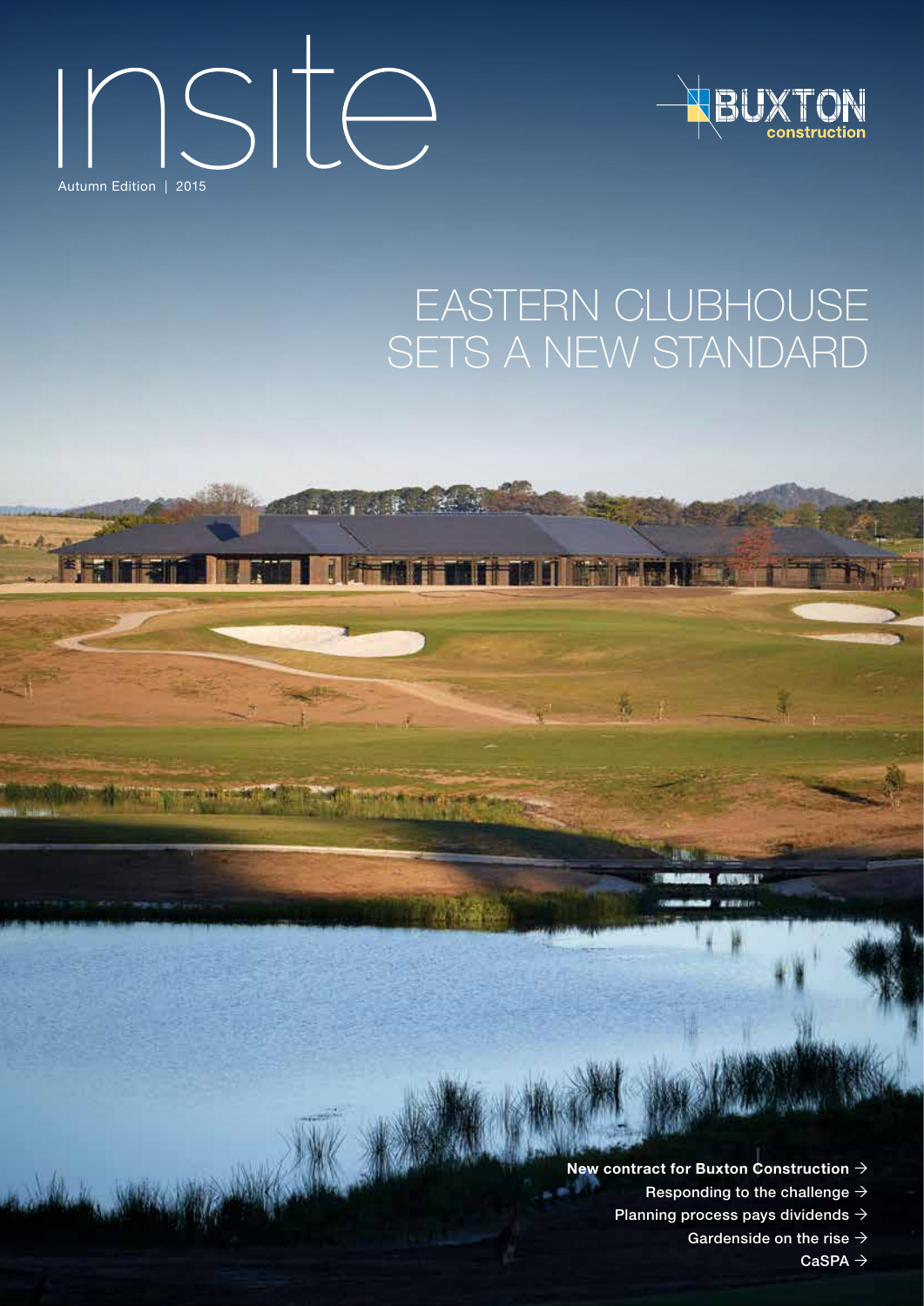# insite

Autumn Edition | 2015

BUXTON construction

## EASTERN CLUBHOUSE SETS A NEW STANDARD

- New contract for Buxton Construction →
- Responding to the challenge →
- Planning process pays dividends →
- Gardenside on the rise →
- CaSPA →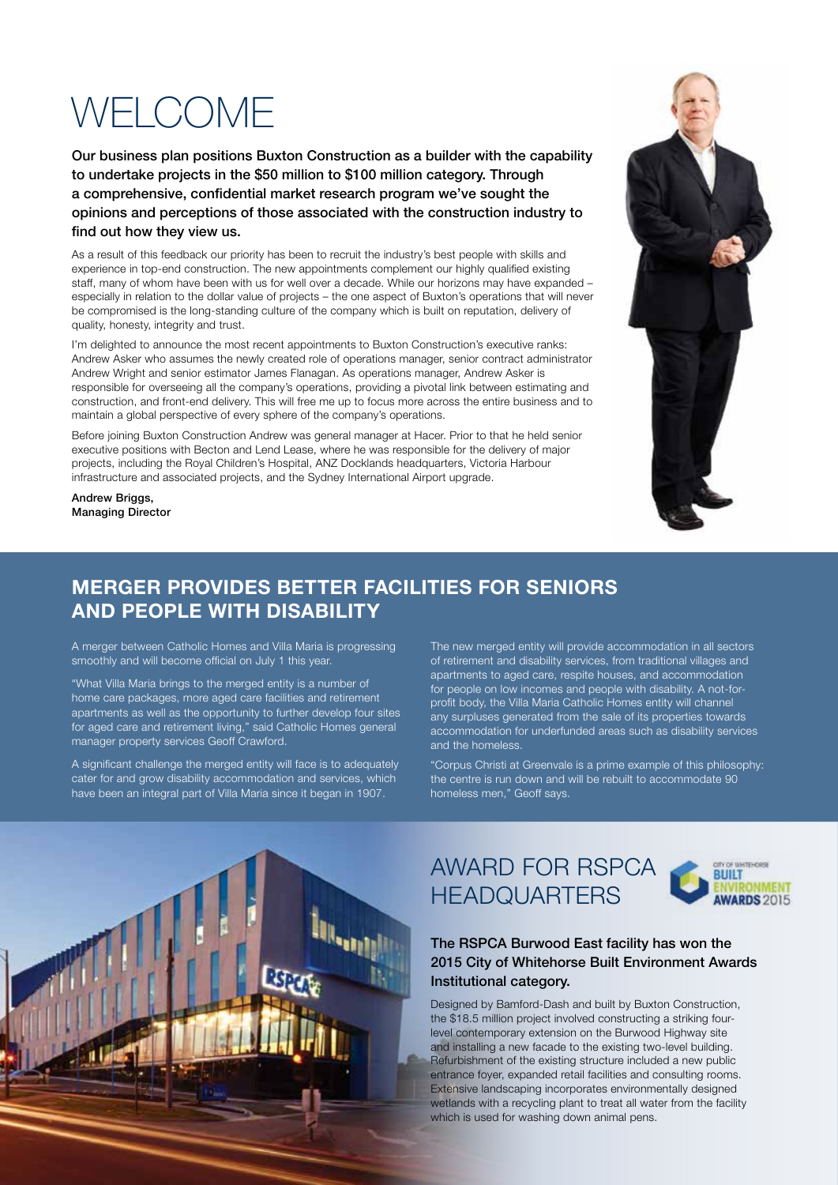# WELCOME

**Our business plan positions Buxton Construction as a builder with the capability to undertake projects in the $50 million to $100 million category. Through a comprehensive, confidential market research program we've sought the opinions and perceptions of those associated with the construction industry to find out how they view us.**

As a result of this feedback our priority has been to recruit the industry's best people with skills and experience in top-end construction. The new appointments complement our highly qualified existing staff, many of whom have been with us for well over a decade. While our horizons may have expanded – especially in relation to the dollar value of projects – the one aspect of Buxton's operations that will never be compromised is the long-standing culture of the company which is built on reputation, delivery of quality, honesty, integrity and trust.

I'm delighted to announce the most recent appointments to Buxton Construction's executive ranks: Andrew Asker who assumes the newly created role of operations manager, senior contract administrator Andrew Wright and senior estimator James Flanagan. As operations manager, Andrew Asker is responsible for overseeing all the company's operations, providing a pivotal link between estimating and construction, and front-end delivery. This will free me up to focus more across the entire business and to maintain a global perspective of every sphere of the company's operations.

Before joining Buxton Construction Andrew was general manager at Hacer. Prior to that he held senior executive positions with Becton and Lend Lease, where he was responsible for the delivery of major projects, including the Royal Children's Hospital, ANZ Docklands headquarters, Victoria Harbour infrastructure and associated projects, and the Sydney International Airport upgrade.

**Andrew Briggs,**
**Managing Director**

## MERGER PROVIDES BETTER FACILITIES FOR SENIORS AND PEOPLE WITH DISABILITY

A merger between Catholic Homes and Villa Maria is progressing smoothly and will become official on July 1 this year.

"What Villa Maria brings to the merged entity is a number of home care packages, more aged care facilities and retirement apartments as well as the opportunity to further develop four sites for aged care and retirement living," said Catholic Homes general manager property services Geoff Crawford.

A significant challenge the merged entity will face is to adequately cater for and grow disability accommodation and services, which have been an integral part of Villa Maria since it began in 1907.

The new merged entity will provide accommodation in all sectors of retirement and disability services, from traditional villages and apartments to aged care, respite houses, and accommodation for people on low incomes and people with disability. A not-for-profit body, the Villa Maria Catholic Homes entity will channel any surpluses generated from the sale of its properties towards accommodation for underfunded areas such as disability services and the homeless.

"Corpus Christi at Greenvale is a prime example of this philosophy: the centre is run down and will be rebuilt to accommodate 90 homeless men," Geoff says.

## AWARD FOR RSPCA HEADQUARTERS

City of Whitehorse Built Environment Awards 2015

**The RSPCA Burwood East facility has won the 2015 City of Whitehorse Built Environment Awards Institutional category.**

Designed by Bamford-Dash and built by Buxton Construction, the $18.5 million project involved constructing a striking four-level contemporary extension on the Burwood Highway site and installing a new facade to the existing two-level building. Refurbishment of the existing structure included a new public entrance foyer, expanded retail facilities and consulting rooms. Extensive landscaping incorporates environmentally designed wetlands with a recycling plant to treat all water from the facility which is used for washing down animal pens.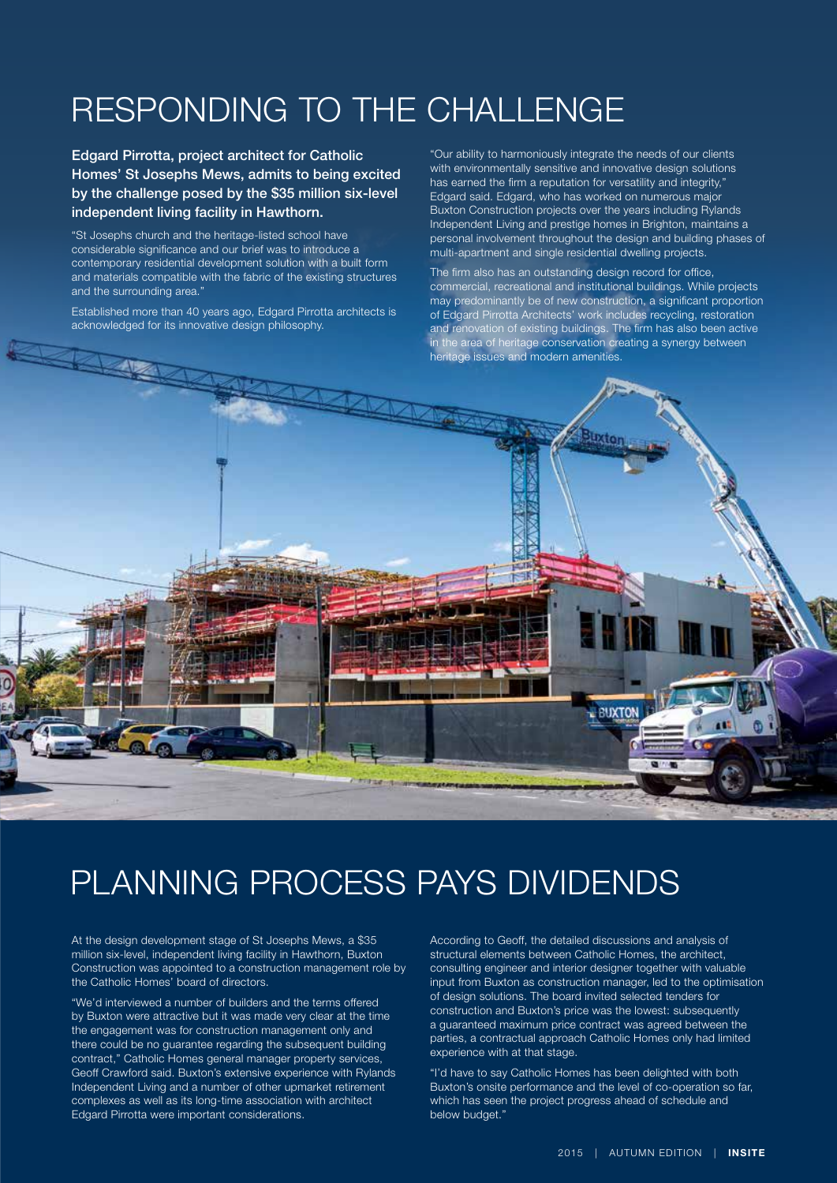# RESPONDING TO THE CHALLENGE

**Edgard Pirrotta, project architect for Catholic Homes' St Josephs Mews, admits to being excited by the challenge posed by the $35 million six-level independent living facility in Hawthorn.**

"St Josephs church and the heritage-listed school have considerable significance and our brief was to introduce a contemporary residential development solution with a built form and materials compatible with the fabric of the existing structures and the surrounding area."

Established more than 40 years ago, Edgard Pirrotta architects is acknowledged for its innovative design philosophy.

"Our ability to harmoniously integrate the needs of our clients with environmentally sensitive and innovative design solutions has earned the firm a reputation for versatility and integrity," Edgard said. Edgard, who has worked on numerous major Buxton Construction projects over the years including Rylands Independent Living and prestige homes in Brighton, maintains a personal involvement throughout the design and building phases of multi-apartment and single residential dwelling projects.

The firm also has an outstanding design record for office, commercial, recreational and institutional buildings. While projects may predominantly be of new construction, a significant proportion of Edgard Pirrotta Architects' work includes recycling, restoration and renovation of existing buildings. The firm has also been active in the area of heritage conservation creating a synergy between heritage issues and modern amenities.

# PLANNING PROCESS PAYS DIVIDENDS

At the design development stage of St Josephs Mews, a $35 million six-level, independent living facility in Hawthorn, Buxton Construction was appointed to a construction management role by the Catholic Homes' board of directors.

"We'd interviewed a number of builders and the terms offered by Buxton were attractive but it was made very clear at the time the engagement was for construction management only and there could be no guarantee regarding the subsequent building contract," Catholic Homes general manager property services, Geoff Crawford said. Buxton's extensive experience with Rylands Independent Living and a number of other upmarket retirement complexes as well as its long-time association with architect Edgard Pirrotta were important considerations.

According to Geoff, the detailed discussions and analysis of structural elements between Catholic Homes, the architect, consulting engineer and interior designer together with valuable input from Buxton as construction manager, led to the optimisation of design solutions. The board invited selected tenders for construction and Buxton's price was the lowest: subsequently a guaranteed maximum price contract was agreed between the parties, a contractual approach Catholic Homes only had limited experience with at that stage.

"I'd have to say Catholic Homes has been delighted with both Buxton's onsite performance and the level of co-operation so far, which has seen the project progress ahead of schedule and below budget."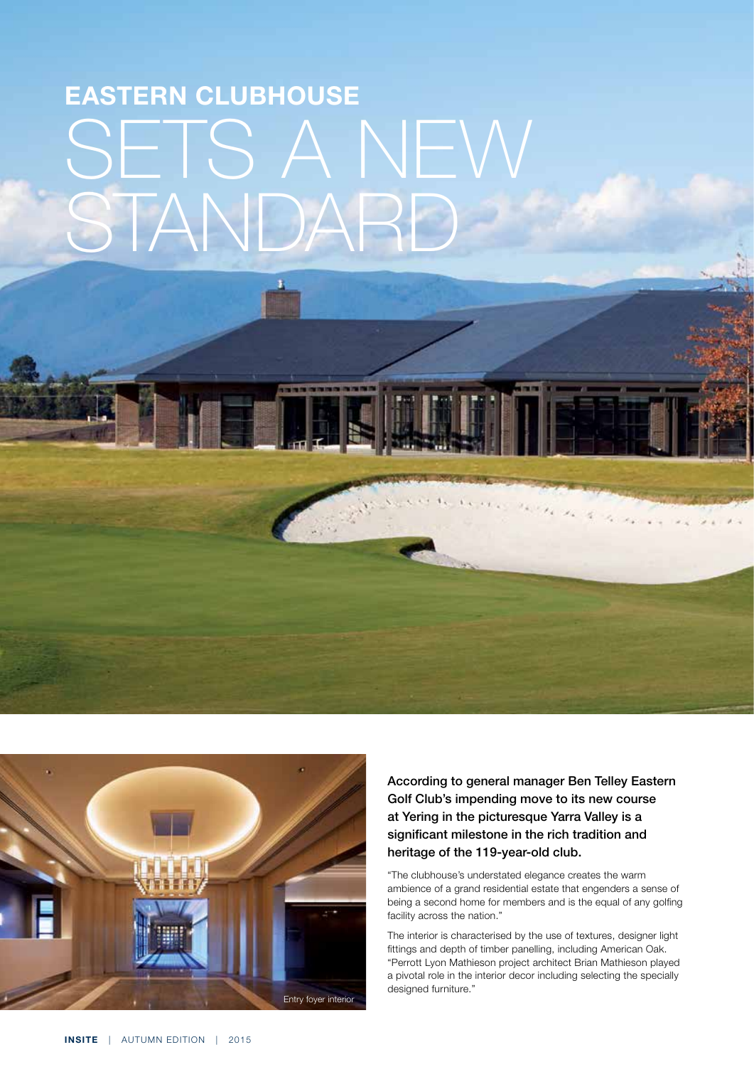# EASTERN CLUBHOUSE SETS A NEW STANDARD

Entry foyer interior

**According to general manager Ben Telley Eastern Golf Club's impending move to its new course at Yering in the picturesque Yarra Valley is a significant milestone in the rich tradition and heritage of the 119-year-old club.**

"The clubhouse's understated elegance creates the warm ambience of a grand residential estate that engenders a sense of being a second home for members and is the equal of any golfing facility across the nation."

The interior is characterised by the use of textures, designer light fittings and depth of timber panelling, including American Oak. "Perrott Lyon Mathieson project architect Brian Mathieson played a pivotal role in the interior decor including selecting the specially designed furniture."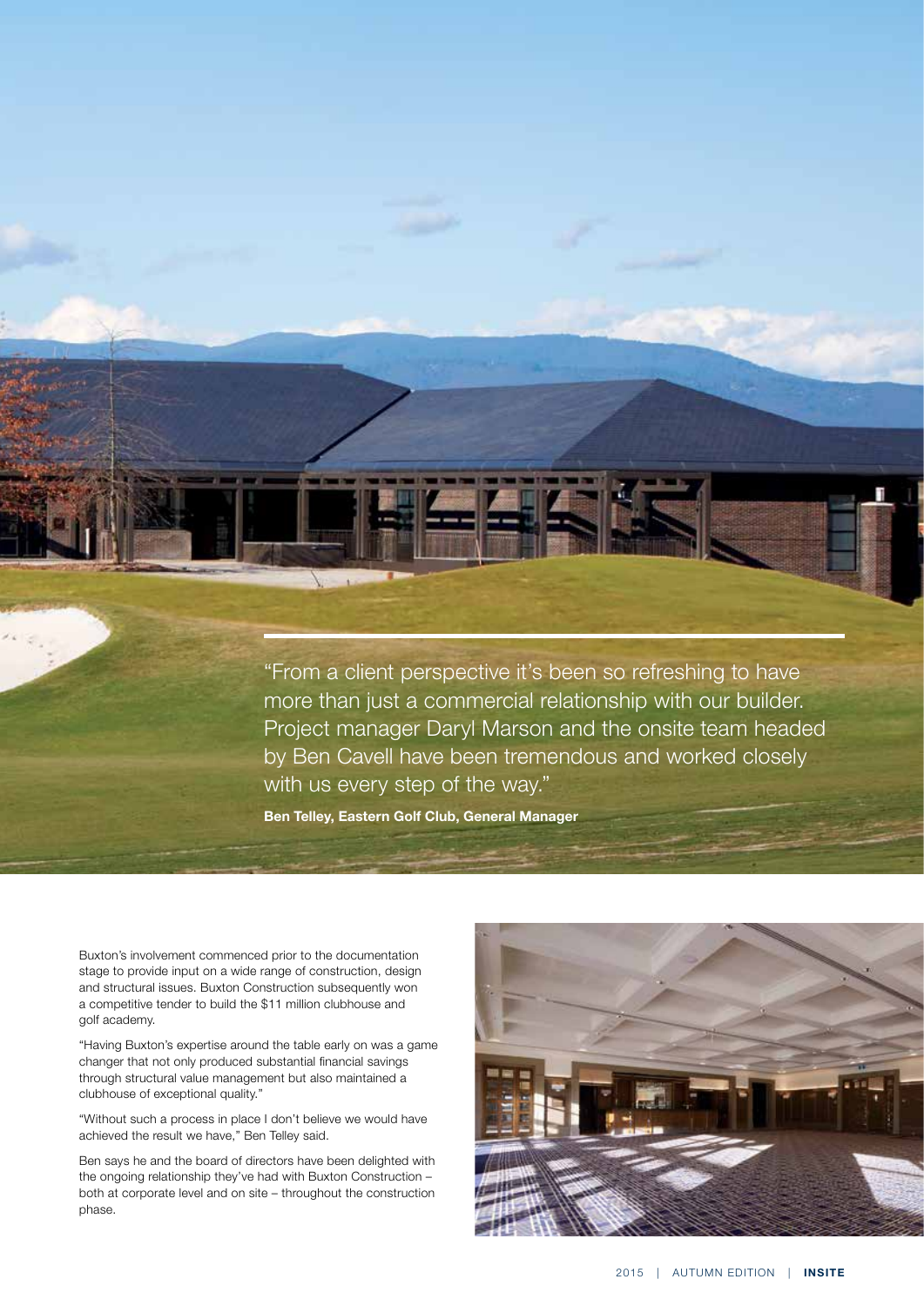> "From a client perspective it's been so refreshing to have more than just a commercial relationship with our builder. Project manager Daryl Marson and the onsite team headed by Ben Cavell have been tremendous and worked closely with us every step of the way."
>
> **Ben Telley, Eastern Golf Club, General Manager**

Buxton's involvement commenced prior to the documentation stage to provide input on a wide range of construction, design and structural issues. Buxton Construction subsequently won a competitive tender to build the $11 million clubhouse and golf academy.

"Having Buxton's expertise around the table early on was a game changer that not only produced substantial financial savings through structural value management but also maintained a clubhouse of exceptional quality."

"Without such a process in place I don't believe we would have achieved the result we have," Ben Telley said.

Ben says he and the board of directors have been delighted with the ongoing relationship they've had with Buxton Construction – both at corporate level and on site – throughout the construction phase.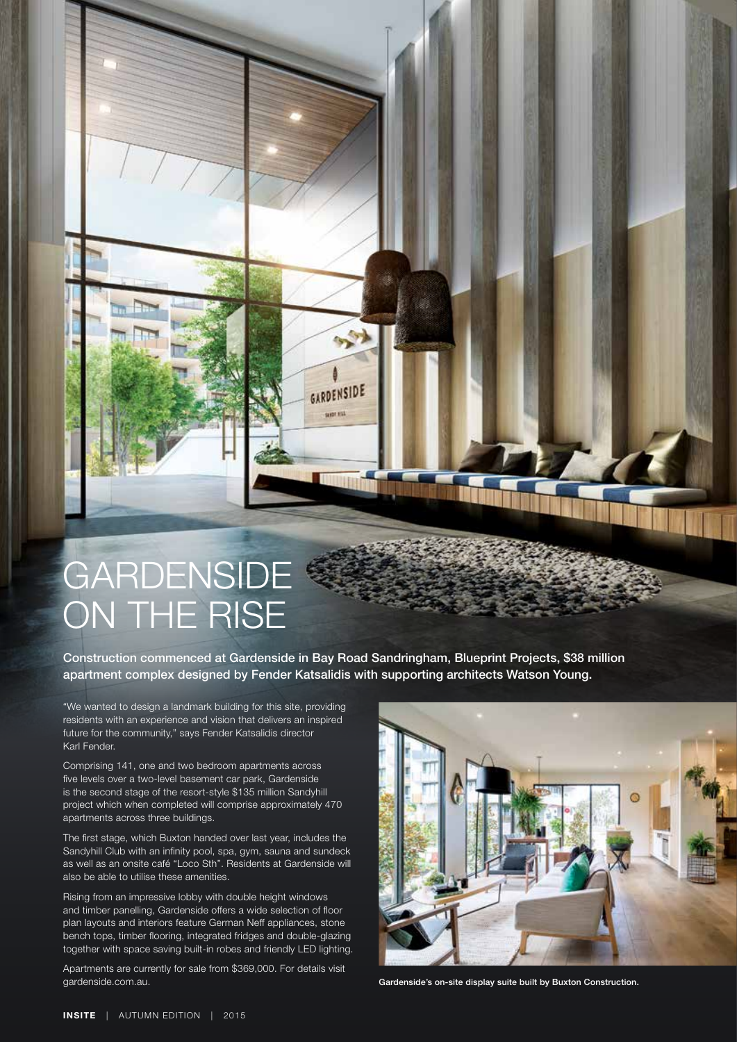# GARDENSIDE ON THE RISE

**Construction commenced at Gardenside in Bay Road Sandringham, Blueprint Projects, $38 million apartment complex designed by Fender Katsalidis with supporting architects Watson Young.**

"We wanted to design a landmark building for this site, providing residents with an experience and vision that delivers an inspired future for the community," says Fender Katsalidis director Karl Fender.

Comprising 141, one and two bedroom apartments across five levels over a two-level basement car park, Gardenside is the second stage of the resort-style $135 million Sandyhill project which when completed will comprise approximately 470 apartments across three buildings.

The first stage, which Buxton handed over last year, includes the Sandyhill Club with an infinity pool, spa, gym, sauna and sundeck as well as an onsite café "Loco Sth". Residents at Gardenside will also be able to utilise these amenities.

Rising from an impressive lobby with double height windows and timber panelling, Gardenside offers a wide selection of floor plan layouts and interiors feature German Neff appliances, stone bench tops, timber flooring, integrated fridges and double-glazing together with space saving built-in robes and friendly LED lighting.

Apartments are currently for sale from $369,000. For details visit gardenside.com.au.

Gardenside's on-site display suite built by Buxton Construction.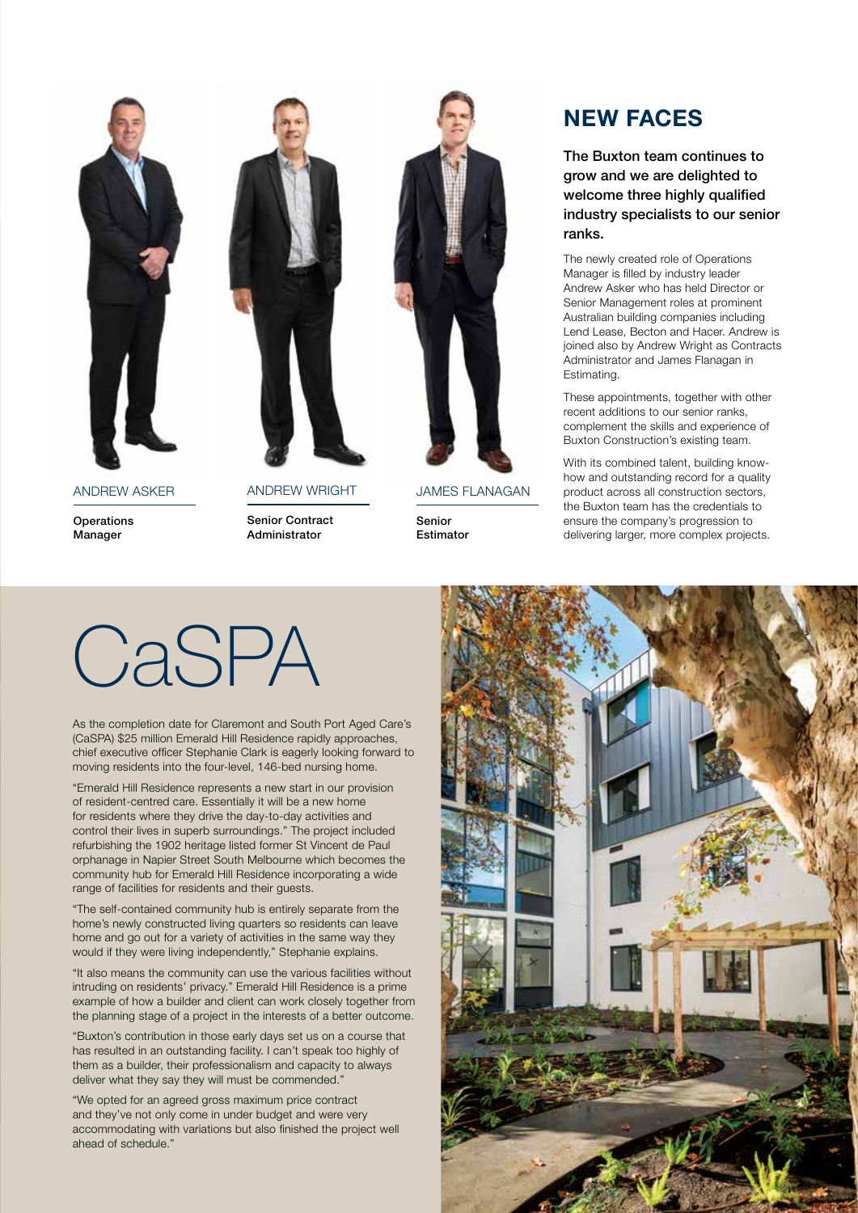## NEW FACES

**The Buxton team continues to grow and we are delighted to welcome three highly qualified industry specialists to our senior ranks.**

The newly created role of Operations Manager is filled by industry leader Andrew Asker who has held Director or Senior Management roles at prominent Australian building companies including Lend Lease, Becton and Hacer. Andrew is joined also by Andrew Wright as Contracts Administrator and James Flanagan in Estimating.

These appointments, together with other recent additions to our senior ranks, complement the skills and experience of Buxton Construction's existing team.

With its combined talent, building know-how and outstanding record for a quality product across all construction sectors, the Buxton team has the credentials to ensure the company's progression to delivering larger, more complex projects.

ANDREW ASKER

**Operations Manager**

ANDREW WRIGHT

**Senior Contract Administrator**

JAMES FLANAGAN

**Senior Estimator**

# CaSPA

As the completion date for Claremont and South Port Aged Care's (CaSPA) $25 million Emerald Hill Residence rapidly approaches, chief executive officer Stephanie Clark is eagerly looking forward to moving residents into the four-level, 146-bed nursing home.

"Emerald Hill Residence represents a new start in our provision of resident-centred care. Essentially it will be a new home for residents where they drive the day-to-day activities and control their lives in superb surroundings." The project included refurbishing the 1902 heritage listed former St Vincent de Paul orphanage in Napier Street South Melbourne which becomes the community hub for Emerald Hill Residence incorporating a wide range of facilities for residents and their guests.

"The self-contained community hub is entirely separate from the home's newly constructed living quarters so residents can leave home and go out for a variety of activities in the same way they would if they were living independently," Stephanie explains.

"It also means the community can use the various facilities without intruding on residents' privacy." Emerald Hill Residence is a prime example of how a builder and client can work closely together from the planning stage of a project in the interests of a better outcome.

"Buxton's contribution in those early days set us on a course that has resulted in an outstanding facility. I can't speak too highly of them as a builder, their professionalism and capacity to always deliver what they say they will must be commended."

"We opted for an agreed gross maximum price contract and they've not only come in under budget and were very accommodating with variations but also finished the project well ahead of schedule."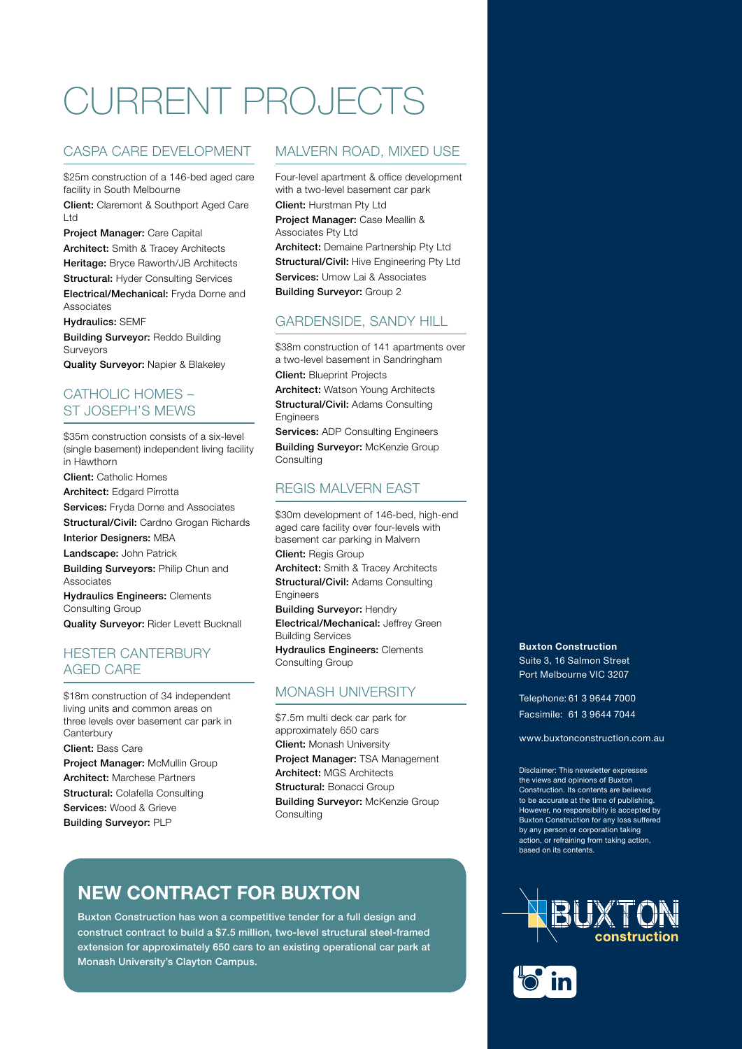# CURRENT PROJECTS

## CASPA CARE DEVELOPMENT

$25m construction of a 146-bed aged care facility in South Melbourne

**Client:** Claremont & Southport Aged Care Ltd

**Project Manager:** Care Capital

**Architect:** Smith & Tracey Architects

**Heritage:** Bryce Raworth/JB Architects

**Structural:** Hyder Consulting Services

**Electrical/Mechanical:** Fryda Dorne and Associates

**Hydraulics:** SEMF

**Building Surveyor:** Reddo Building Surveyors

**Quality Surveyor:** Napier & Blakeley

## CATHOLIC HOMES – ST JOSEPH'S MEWS

$35m construction consists of a six-level (single basement) independent living facility in Hawthorn

**Client:** Catholic Homes

**Architect:** Edgard Pirrotta

**Services:** Fryda Dorne and Associates

**Structural/Civil:** Cardno Grogan Richards

**Interior Designers:** MBA

**Landscape:** John Patrick

**Building Surveyors:** Philip Chun and Associates

**Hydraulics Engineers:** Clements Consulting Group

**Quality Surveyor:** Rider Levett Bucknall

## HESTER CANTERBURY AGED CARE

$18m construction of 34 independent living units and common areas on three levels over basement car park in Canterbury

**Client:** Bass Care

**Project Manager:** McMullin Group

**Architect:** Marchese Partners

**Structural:** Colafella Consulting

**Services:** Wood & Grieve

**Building Surveyor:** PLP

## MALVERN ROAD, MIXED USE

Four-level apartment & office development with a two-level basement car park

**Client:** Hurstman Pty Ltd

**Project Manager:** Case Meallin & Associates Pty Ltd

**Architect:** Demaine Partnership Pty Ltd

**Structural/Civil:** Hive Engineering Pty Ltd

**Services:** Umow Lai & Associates

**Building Surveyor:** Group 2

## GARDENSIDE, SANDY HILL

$38m construction of 141 apartments over a two-level basement in Sandringham

**Client:** Blueprint Projects

**Architect:** Watson Young Architects

**Structural/Civil:** Adams Consulting Engineers

**Services:** ADP Consulting Engineers

**Building Surveyor:** McKenzie Group Consulting

## REGIS MALVERN EAST

$30m development of 146-bed, high-end aged care facility over four-levels with basement car parking in Malvern

**Client:** Regis Group

**Architect:** Smith & Tracey Architects

**Structural/Civil:** Adams Consulting Engineers

**Building Surveyor:** Hendry

**Electrical/Mechanical:** Jeffrey Green Building Services

**Hydraulics Engineers:** Clements Consulting Group

## MONASH UNIVERSITY

$7.5m multi deck car park for approximately 650 cars

**Client:** Monash University

**Project Manager:** TSA Management

**Architect:** MGS Architects

**Structural:** Bonacci Group

**Building Surveyor:** McKenzie Group Consulting

## NEW CONTRACT FOR BUXTON

**Buxton Construction has won a competitive tender for a full design and construct contract to build a $7.5 million, two-level structural steel-framed extension for approximately 650 cars to an existing operational car park at Monash University's Clayton Campus.**

**Buxton Construction**
Suite 3, 16 Salmon Street
Port Melbourne VIC 3207

Telephone: 61 3 9644 7000
Facsimile: 61 3 9644 7044

www.buxtonconstruction.com.au

Disclaimer: This newsletter expresses the views and opinions of Buxton Construction. Its contents are believed to be accurate at the time of publishing. However, no responsibility is accepted by Buxton Construction for any loss suffered by any person or corporation taking action, or refraining from taking action, based on its contents.

BUXTON construction